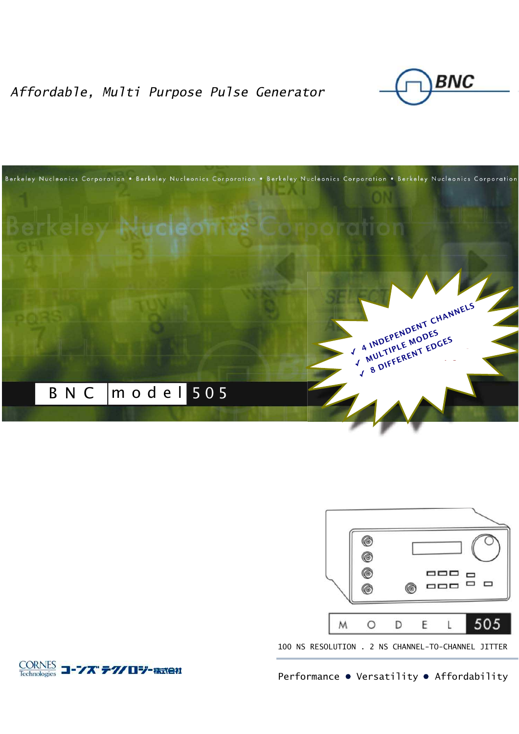*Affordable, Multi Purpose Pulse Generator*

BNC

Berkeley Nucleonics Corporation • Berkeley Nucleonics Corporation • Berkeley Nucleonics Corporation • Berkeley Nucleonics Corporation

# BNC model 505

- ✓ 4 INDEPENDENT CHANNELS
- ✓ MULTIPLE MODES
- ✓ 8 DIFFERENT EDGES

MODEL 505

100 NS RESOLUTION . 2 NS CHANNEL-TO-CHANNEL JITTER

Performance • Versatility • Affordability

CORNES Technologies コーンズテクノロジー株式会社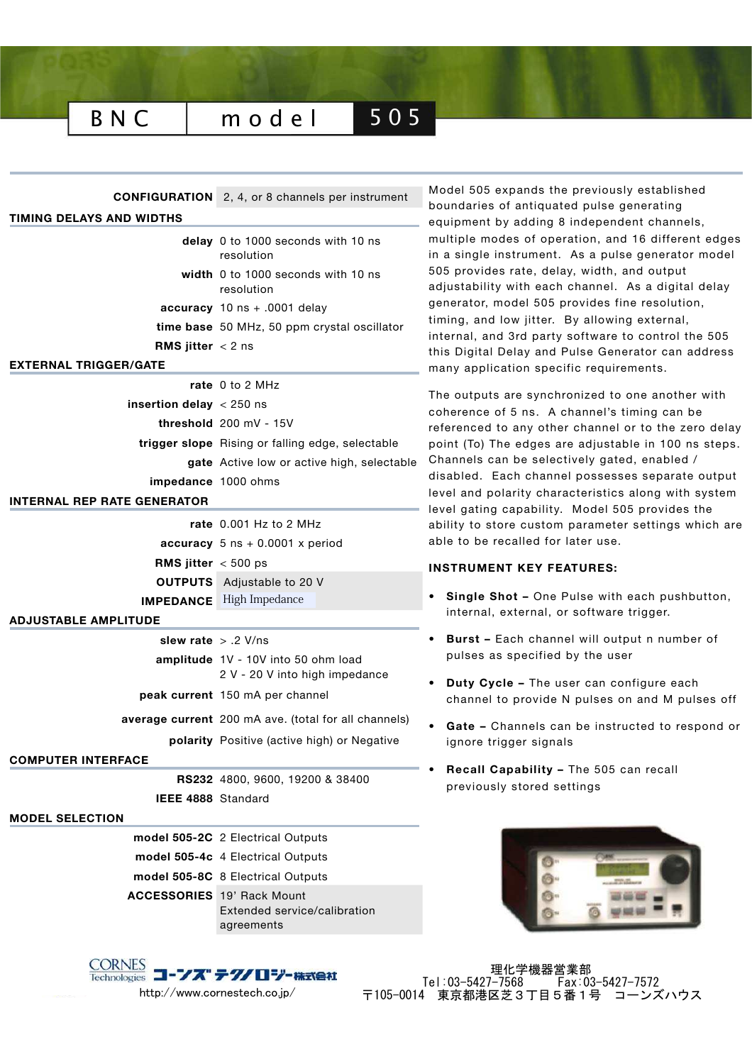# BNC model 505

**CONFIGURATION** 2, 4, or 8 channels per instrument

## TIMING DELAYS AND WIDTHS

| | |
|---|---|
| **delay** | 0 to 1000 seconds with 10 ns resolution |
| **width** | 0 to 1000 seconds with 10 ns resolution |
| **accuracy** | 10 ns + .0001 delay |
| **time base** | 50 MHz, 50 ppm crystal oscillator |
| **RMS jitter** | < 2 ns |

## EXTERNAL TRIGGER/GATE

| | |
|---|---|
| **rate** | 0 to 2 MHz |
| **insertion delay** | < 250 ns |
| **threshold** | 200 mV - 15V |
| **trigger slope** | Rising or falling edge, selectable |
| **gate** | Active low or active high, selectable |
| **impedance** | 1000 ohms |

## INTERNAL REP RATE GENERATOR

| | |
|---|---|
| **rate** | 0.001 Hz to 2 MHz |
| **accuracy** | 5 ns + 0.0001 x period |
| **RMS jitter** | < 500 ps |
| **OUTPUTS** | Adjustable to 20 V |
| **IMPEDANCE** | High Impedance |

## ADJUSTABLE AMPLITUDE

| | |
|---|---|
| **slew rate** | > .2 V/ns |
| **amplitude** | 1V - 10V into 50 ohm load<br>2 V - 20 V into high impedance |
| **peak current** | 150 mA per channel |
| **average current** | 200 mA ave. (total for all channels) |
| **polarity** | Positive (active high) or Negative |

## COMPUTER INTERFACE

| | |
|---|---|
| **RS232** | 4800, 9600, 19200 & 38400 |
| **IEEE 4888** | Standard |

## MODEL SELECTION

| | |
|---|---|
| **model 505-2C** | 2 Electrical Outputs |
| **model 505-4c** | 4 Electrical Outputs |
| **model 505-8C** | 8 Electrical Outputs |
| **ACCESSORIES** | 19' Rack Mount<br>Extended service/calibration agreements |

Model 505 expands the previously established boundaries of antiquated pulse generating equipment by adding 8 independent channels, multiple modes of operation, and 16 different edges in a single instrument. As a pulse generator model 505 provides rate, delay, width, and output adjustability with each channel. As a digital delay generator, model 505 provides fine resolution, timing, and low jitter. By allowing external, internal, and 3rd party software to control the 505 this Digital Delay and Pulse Generator can address many application specific requirements.

The outputs are synchronized to one another with coherence of 5 ns. A channel's timing can be referenced to any other channel or to the zero delay point (To) The edges are adjustable in 100 ns steps. Channels can be selectively gated, enabled / disabled. Each channel possesses separate output level and polarity characteristics along with system level gating capability. Model 505 provides the ability to store custom parameter settings which are able to be recalled for later use.

## INSTRUMENT KEY FEATURES:

- **Single Shot –** One Pulse with each pushbutton, internal, external, or software trigger.
- **Burst –** Each channel will output n number of pulses as specified by the user
- **Duty Cycle –** The user can configure each channel to provide N pulses on and M pulses off
- **Gate –** Channels can be instructed to respond or ignore trigger signals
- **Recall Capability –** The 505 can recall previously stored settings

CORNES Technologies コーンズ テクノロジー株式会社
http://www.cornestech.co.jp/

理化学機器営業部
Tel:03-5427-7568　Fax:03-5427-7572
〒105-0014　東京都港区芝３丁目５番１号　コーンズハウス